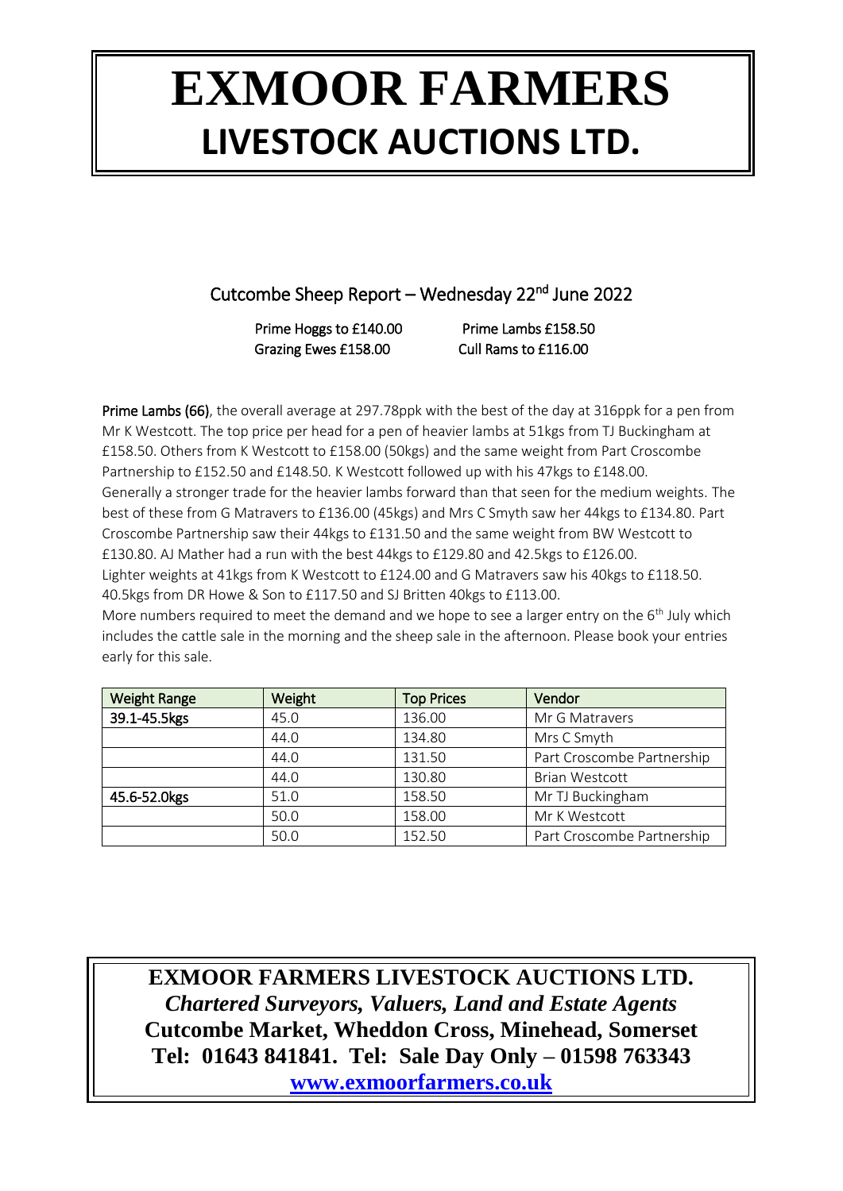# EXMOOR FARMERS
# LIVESTOCK AUCTIONS LTD.

## Cutcombe Sheep Report – Wednesday 22nd June 2022

Prime Hoggs to £140.00 Prime Lambs £158.50
Grazing Ewes £158.00 Cull Rams to £116.00

**Prime Lambs (66)**, the overall average at 297.78ppk with the best of the day at 316ppk for a pen from Mr K Westcott. The top price per head for a pen of heavier lambs at 51kgs from TJ Buckingham at £158.50. Others from K Westcott to £158.00 (50kgs) and the same weight from Part Croscombe Partnership to £152.50 and £148.50. K Westcott followed up with his 47kgs to £148.00.
Generally a stronger trade for the heavier lambs forward than that seen for the medium weights. The best of these from G Matravers to £136.00 (45kgs) and Mrs C Smyth saw her 44kgs to £134.80. Part Croscombe Partnership saw their 44kgs to £131.50 and the same weight from BW Westcott to £130.80. AJ Mather had a run with the best 44kgs to £129.80 and 42.5kgs to £126.00.
Lighter weights at 41kgs from K Westcott to £124.00 and G Matravers saw his 40kgs to £118.50. 40.5kgs from DR Howe & Son to £117.50 and SJ Britten 40kgs to £113.00.
More numbers required to meet the demand and we hope to see a larger entry on the 6th July which includes the cattle sale in the morning and the sheep sale in the afternoon. Please book your entries early for this sale.

| Weight Range | Weight | Top Prices | Vendor |
|---|---|---|---|
| 39.1-45.5kgs | 45.0 | 136.00 | Mr G Matravers |
| | 44.0 | 134.80 | Mrs C Smyth |
| | 44.0 | 131.50 | Part Croscombe Partnership |
| | 44.0 | 130.80 | Brian Westcott |
| 45.6-52.0kgs | 51.0 | 158.50 | Mr TJ Buckingham |
| | 50.0 | 158.00 | Mr K Westcott |
| | 50.0 | 152.50 | Part Croscombe Partnership |

**EXMOOR FARMERS LIVESTOCK AUCTIONS LTD.**
***Chartered Surveyors, Valuers, Land and Estate Agents***
**Cutcombe Market, Wheddon Cross, Minehead, Somerset**
**Tel: 01643 841841. Tel: Sale Day Only – 01598 763343**
**www.exmoorfarmers.co.uk**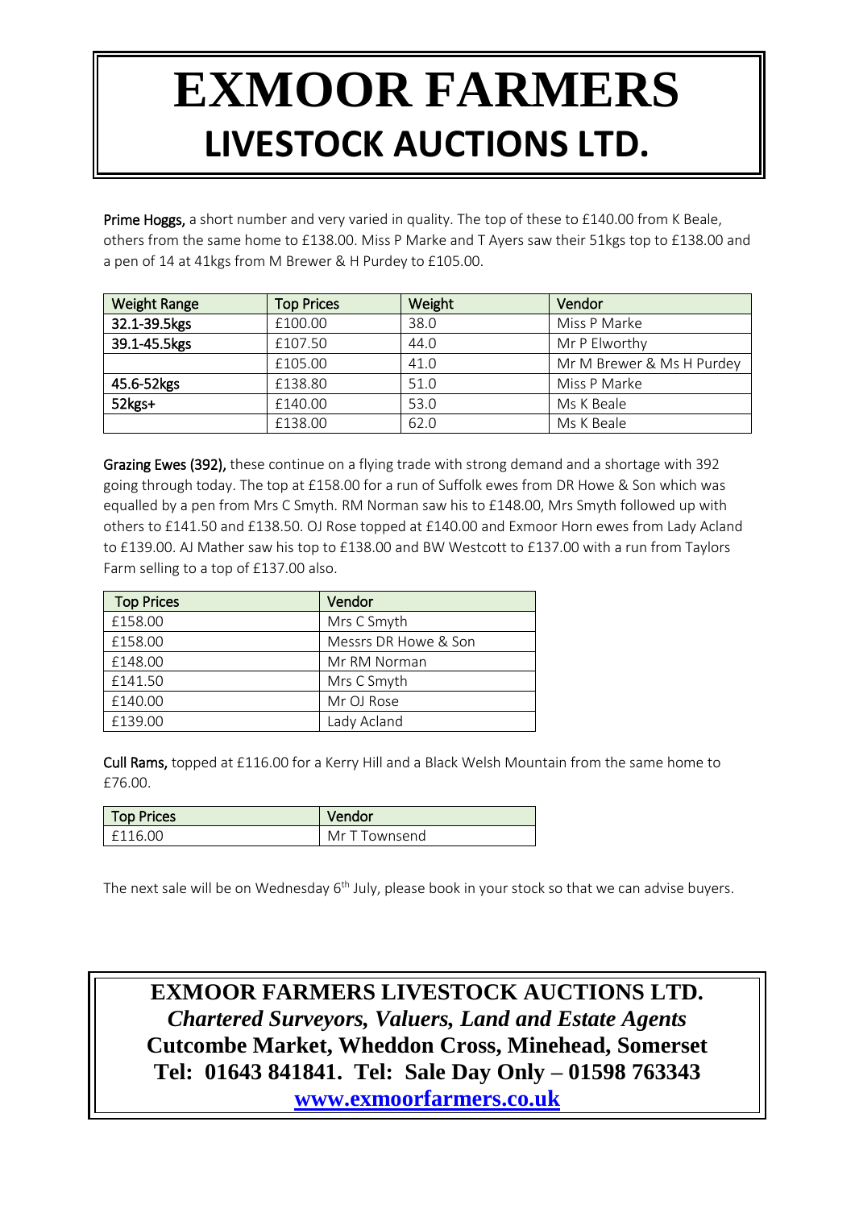# EXMOOR FARMERS
## LIVESTOCK AUCTIONS LTD.

**Prime Hoggs,** a short number and very varied in quality. The top of these to £140.00 from K Beale, others from the same home to £138.00. Miss P Marke and T Ayers saw their 51kgs top to £138.00 and a pen of 14 at 41kgs from M Brewer & H Purdey to £105.00.

| Weight Range | Top Prices | Weight | Vendor |
| --- | --- | --- | --- |
| 32.1-39.5kgs | £100.00 | 38.0 | Miss P Marke |
| 39.1-45.5kgs | £107.50 | 44.0 | Mr P Elworthy |
| | £105.00 | 41.0 | Mr M Brewer & Ms H Purdey |
| 45.6-52kgs | £138.80 | 51.0 | Miss P Marke |
| 52kgs+ | £140.00 | 53.0 | Ms K Beale |
| | £138.00 | 62.0 | Ms K Beale |

**Grazing Ewes (392),** these continue on a flying trade with strong demand and a shortage with 392 going through today. The top at £158.00 for a run of Suffolk ewes from DR Howe & Son which was equalled by a pen from Mrs C Smyth. RM Norman saw his to £148.00, Mrs Smyth followed up with others to £141.50 and £138.50. OJ Rose topped at £140.00 and Exmoor Horn ewes from Lady Acland to £139.00. AJ Mather saw his top to £138.00 and BW Westcott to £137.00 with a run from Taylors Farm selling to a top of £137.00 also.

| Top Prices | Vendor |
| --- | --- |
| £158.00 | Mrs C Smyth |
| £158.00 | Messrs DR Howe & Son |
| £148.00 | Mr RM Norman |
| £141.50 | Mrs C Smyth |
| £140.00 | Mr OJ Rose |
| £139.00 | Lady Acland |

**Cull Rams,** topped at £116.00 for a Kerry Hill and a Black Welsh Mountain from the same home to £76.00.

| Top Prices | Vendor |
| --- | --- |
| £116.00 | Mr T Townsend |

The next sale will be on Wednesday 6th July, please book in your stock so that we can advise buyers.

**EXMOOR FARMERS LIVESTOCK AUCTIONS LTD.**
***Chartered Surveyors, Valuers, Land and Estate Agents***
**Cutcombe Market, Wheddon Cross, Minehead, Somerset**
**Tel: 01643 841841. Tel: Sale Day Only – 01598 763343**
**www.exmoorfarmers.co.uk**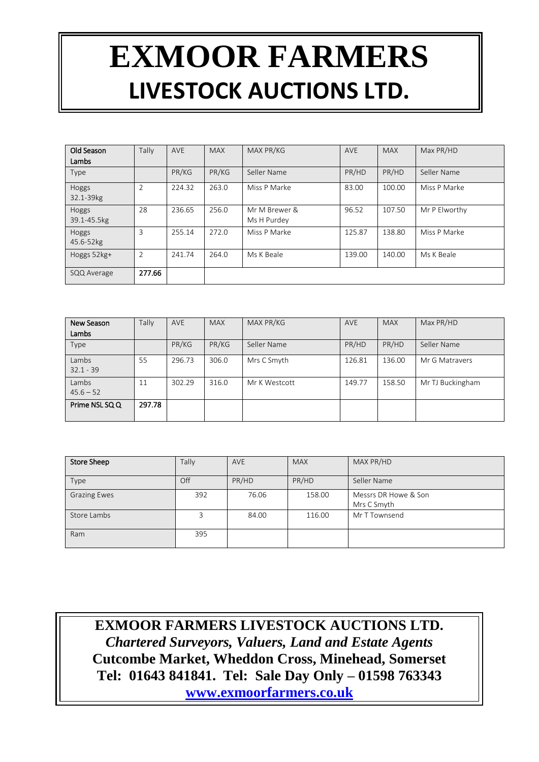# EXMOOR FARMERS
## LIVESTOCK AUCTIONS LTD.

| Old Season Lambs | Tally | AVE | MAX | MAX PR/KG | AVE | MAX | Max PR/HD |
|---|---|---|---|---|---|---|---|
| Type | | PR/KG | PR/KG | Seller Name | PR/HD | PR/HD | Seller Name |
| Hoggs 32.1-39kg | 2 | 224.32 | 263.0 | Miss P Marke | 83.00 | 100.00 | Miss P Marke |
| Hoggs 39.1-45.5kg | 28 | 236.65 | 256.0 | Mr M Brewer & Ms H Purdey | 96.52 | 107.50 | Mr P Elworthy |
| Hoggs 45.6-52kg | 3 | 255.14 | 272.0 | Miss P Marke | 125.87 | 138.80 | Miss P Marke |
| Hoggs 52kg+ | 2 | 241.74 | 264.0 | Ms K Beale | 139.00 | 140.00 | Ms K Beale |
| SQQ Average | **277.66** | | | | | | |

| New Season Lambs | Tally | AVE | MAX | MAX PR/KG | AVE | MAX | Max PR/HD |
|---|---|---|---|---|---|---|---|
| Type | | PR/KG | PR/KG | Seller Name | PR/HD | PR/HD | Seller Name |
| Lambs 32.1 - 39 | 55 | 296.73 | 306.0 | Mrs C Smyth | 126.81 | 136.00 | Mr G Matravers |
| Lambs 45.6 – 52 | 11 | 302.29 | 316.0 | Mr K Westcott | 149.77 | 158.50 | Mr TJ Buckingham |
| Prime NSL SQ Q | **297.78** | | | | | | |

| Store Sheep | Tally | AVE | MAX | MAX PR/HD |
|---|---|---|---|---|
| Type | Off | PR/HD | PR/HD | Seller Name |
| Grazing Ewes | 392 | 76.06 | 158.00 | Messrs DR Howe & Son Mrs C Smyth |
| Store Lambs | 3 | 84.00 | 116.00 | Mr T Townsend |
| Ram | 395 | | | |

**EXMOOR FARMERS LIVESTOCK AUCTIONS LTD.**
***Chartered Surveyors, Valuers, Land and Estate Agents***
**Cutcombe Market, Wheddon Cross, Minehead, Somerset**
**Tel: 01643 841841. Tel: Sale Day Only – 01598 763343**
**www.exmoorfarmers.co.uk**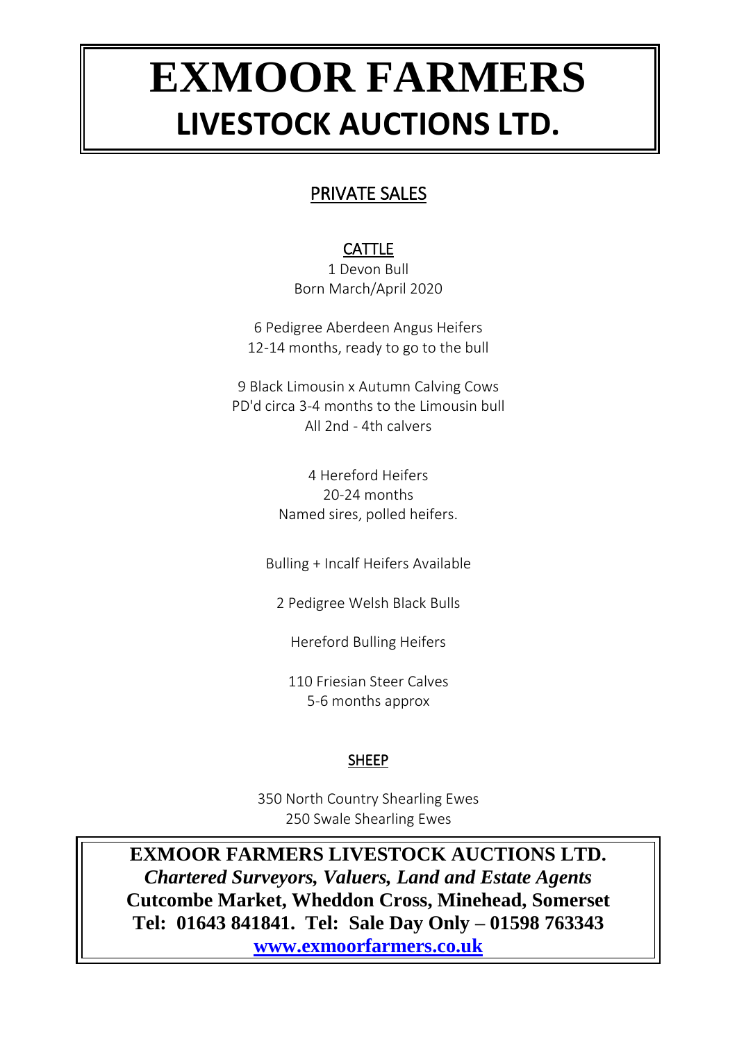# EXMOOR FARMERS
# LIVESTOCK AUCTIONS LTD.

## PRIVATE SALES

### CATTLE

1 Devon Bull
Born March/April 2020

6 Pedigree Aberdeen Angus Heifers
12-14 months, ready to go to the bull

9 Black Limousin x Autumn Calving Cows
PD'd circa 3-4 months to the Limousin bull
All 2nd - 4th calvers

4 Hereford Heifers
20-24 months
Named sires, polled heifers.

Bulling + Incalf Heifers Available

2 Pedigree Welsh Black Bulls

Hereford Bulling Heifers

110 Friesian Steer Calves
5-6 months approx

### SHEEP

350 North Country Shearling Ewes
250 Swale Shearling Ewes

**EXMOOR FARMERS LIVESTOCK AUCTIONS LTD.**
***Chartered Surveyors, Valuers, Land and Estate Agents***
**Cutcombe Market, Wheddon Cross, Minehead, Somerset**
**Tel: 01643 841841. Tel: Sale Day Only – 01598 763343**
**www.exmoorfarmers.co.uk**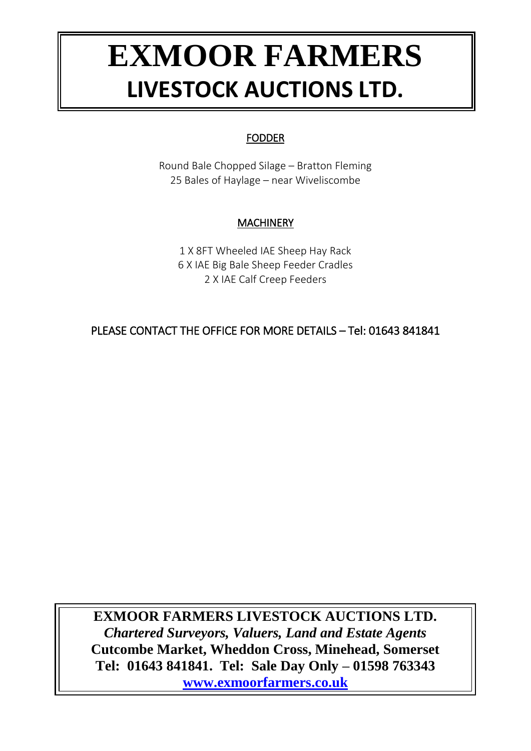# EXMOOR FARMERS
## LIVESTOCK AUCTIONS LTD.

**FODDER**

Round Bale Chopped Silage – Bratton Fleming
25 Bales of Haylage – near Wiveliscombe

**MACHINERY**

1 X 8FT Wheeled IAE Sheep Hay Rack
6 X IAE Big Bale Sheep Feeder Cradles
2 X IAE Calf Creep Feeders

PLEASE CONTACT THE OFFICE FOR MORE DETAILS – Tel: 01643 841841

**EXMOOR FARMERS LIVESTOCK AUCTIONS LTD.**
***Chartered Surveyors, Valuers, Land and Estate Agents***
**Cutcombe Market, Wheddon Cross, Minehead, Somerset**
**Tel: 01643 841841. Tel: Sale Day Only – 01598 763343**
**www.exmoorfarmers.co.uk**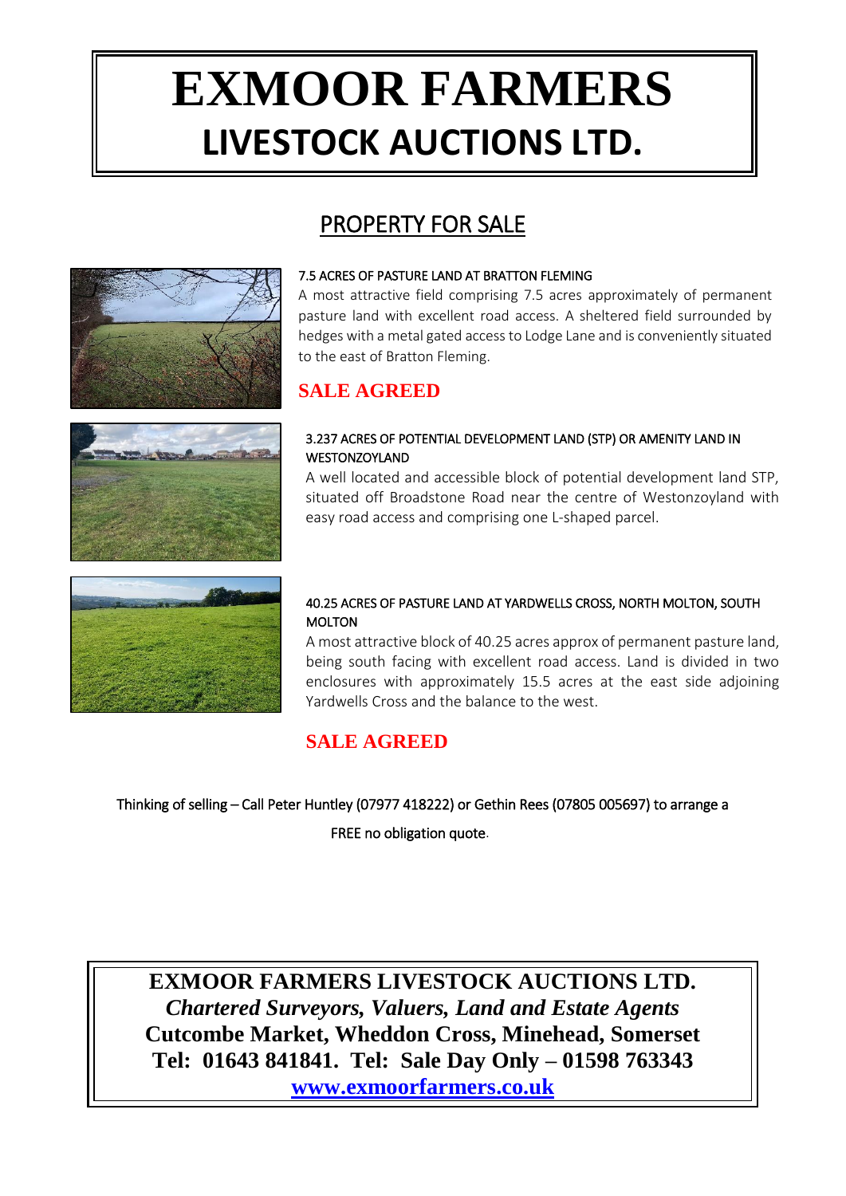# EXMOOR FARMERS
## LIVESTOCK AUCTIONS LTD.

## PROPERTY FOR SALE

### 7.5 ACRES OF PASTURE LAND AT BRATTON FLEMING

A most attractive field comprising 7.5 acres approximately of permanent pasture land with excellent road access. A sheltered field surrounded by hedges with a metal gated access to Lodge Lane and is conveniently situated to the east of Bratton Fleming.

**SALE AGREED**

### 3.237 ACRES OF POTENTIAL DEVELOPMENT LAND (STP) OR AMENITY LAND IN WESTONZOYLAND

A well located and accessible block of potential development land STP, situated off Broadstone Road near the centre of Westonzoyland with easy road access and comprising one L-shaped parcel.

### 40.25 ACRES OF PASTURE LAND AT YARDWELLS CROSS, NORTH MOLTON, SOUTH MOLTON

A most attractive block of 40.25 acres approx of permanent pasture land, being south facing with excellent road access. Land is divided in two enclosures with approximately 15.5 acres at the east side adjoining Yardwells Cross and the balance to the west.

**SALE AGREED**

Thinking of selling – Call Peter Huntley (07977 418222) or Gethin Rees (07805 005697) to arrange a FREE no obligation quote.

**EXMOOR FARMERS LIVESTOCK AUCTIONS LTD.**
***Chartered Surveyors, Valuers, Land and Estate Agents***
**Cutcombe Market, Wheddon Cross, Minehead, Somerset**
**Tel: 01643 841841. Tel: Sale Day Only – 01598 763343**
**www.exmoorfarmers.co.uk**